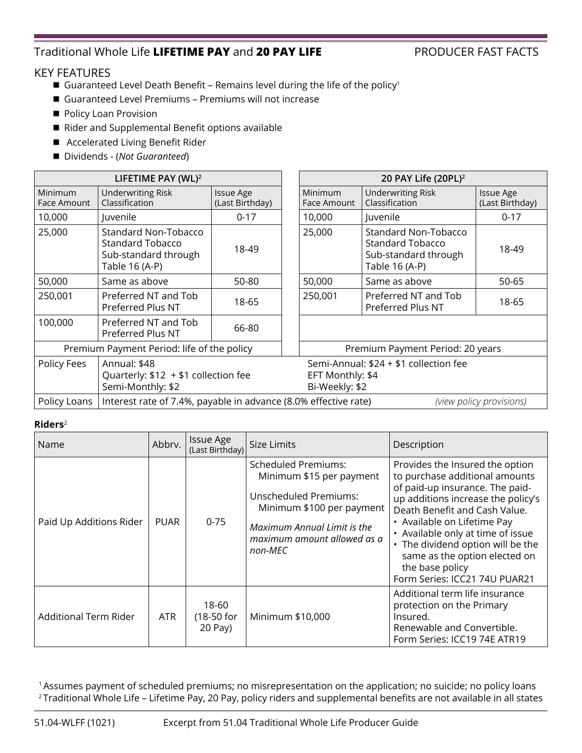# Traditional Whole Life **LIFETIME PAY** and **20 PAY LIFE**

PRODUCER FAST FACTS

## KEY FEATURES

- Guaranteed Level Death Benefit – Remains level during the life of the policy[1]
- Guaranteed Level Premiums – Premiums will not increase
- Policy Loan Provision
- Rider and Supplemental Benefit options available
- Accelerated Living Benefit Rider
- Dividends - (*Not Guaranteed*)

| **LIFETIME PAY (WL)**[2] | | |
|---|---|---|
| Minimum Face Amount | Underwriting Risk Classification | Issue Age (Last Birthday) |
| 10,000 | Juvenile | 0-17 |
| 25,000 | Standard Non-Tobacco<br>Standard Tobacco<br>Sub-standard through Table 16 (A-P) | 18-49 |
| 50,000 | Same as above | 50-80 |
| 250,001 | Preferred NT and Tob<br>Preferred Plus NT | 18-65 |
| 100,000 | Preferred NT and Tob<br>Preferred Plus NT | 66-80 |
| Premium Payment Period: life of the policy | | |

| **20 PAY Life (20PL)**[2] | | |
|---|---|---|
| Minimum Face Amount | Underwriting Risk Classification | Issue Age (Last Birthday) |
| 10,000 | Juvenile | 0-17 |
| 25,000 | Standard Non-Tobacco<br>Standard Tobacco<br>Sub-standard through Table 16 (A-P) | 18-49 |
| 50,000 | Same as above | 50-65 |
| 250,001 | Preferred NT and Tob<br>Preferred Plus NT | 18-65 |
| Premium Payment Period: 20 years | | |

| | |
|---|---|
| Policy Fees | Annual: $48<br>Quarterly: $12 + $1 collection fee<br>Semi-Monthly: $2<br>Semi-Annual: $24 + $1 collection fee<br>EFT Monthly: $4<br>Bi-Weekly: $2 |
| Policy Loans | Interest rate of 7.4%, payable in advance (8.0% effective rate) *(view policy provisions)* |

**Riders**[2]

| Name | Abbrv. | Issue Age (Last Birthday) | Size Limits | Description |
|---|---|---|---|---|
| Paid Up Additions Rider | PUAR | 0-75 | Scheduled Premiums: Minimum $15 per payment<br>Unscheduled Premiums: Minimum $100 per payment<br>*Maximum Annual Limit is the maximum amount allowed as a non-MEC* | Provides the Insured the option to purchase additional amounts of paid-up insurance. The paid-up additions increase the policy's Death Benefit and Cash Value.<br>• Available on Lifetime Pay<br>• Available only at time of issue<br>• The dividend option will be the same as the option elected on the base policy<br>Form Series: ICC21 74U PUAR21 |
| Additional Term Rider | ATR | 18-60 (18-50 for 20 Pay) | Minimum $10,000 | Additional term life insurance protection on the Primary Insured.<br>Renewable and Convertible.<br>Form Series: ICC19 74E ATR19 |

[1] Assumes payment of scheduled premiums; no misrepresentation on the application; no suicide; no policy loans
[2] Traditional Whole Life – Lifetime Pay, 20 Pay, policy riders and supplemental benefits are not available in all states

51.04-WLFF (1021) Excerpt from 51.04 Traditional Whole Life Producer Guide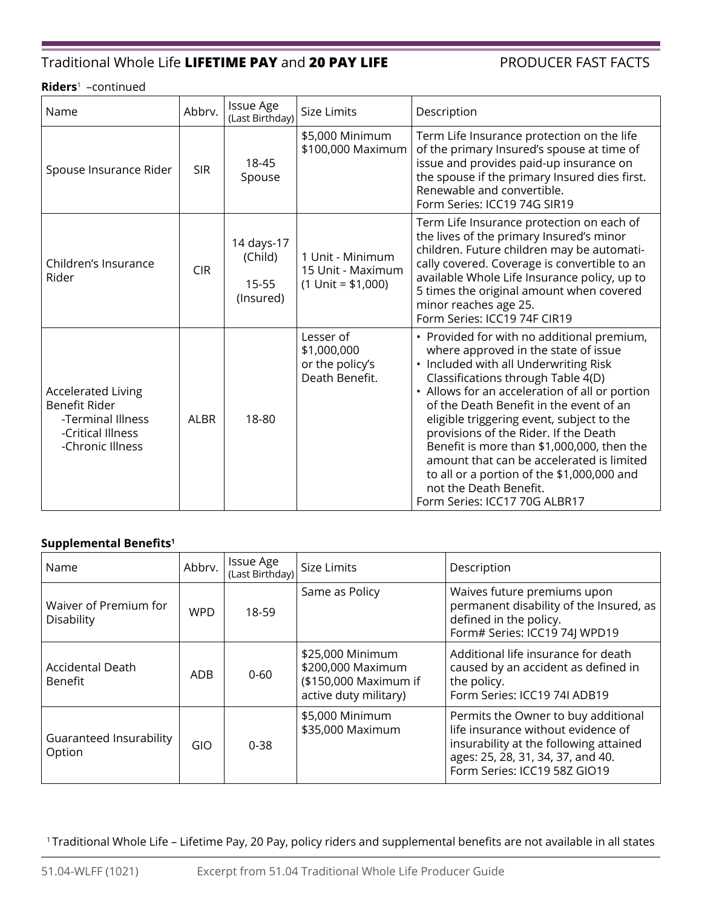**Riders**[1] –continued

| Name | Abbrv. | Issue Age (Last Birthday) | Size Limits | Description |
|---|---|---|---|---|
| Spouse Insurance Rider | SIR | 18-45 Spouse | $5,000 Minimum<br>$100,000 Maximum | Term Life Insurance protection on the life of the primary Insured's spouse at time of issue and provides paid-up insurance on the spouse if the primary Insured dies first. Renewable and convertible.<br>Form Series: ICC19 74G SIR19 |
| Children's Insurance Rider | CIR | 14 days-17 (Child)<br>15-55 (Insured) | 1 Unit - Minimum<br>15 Unit - Maximum<br>(1 Unit = $1,000) | Term Life Insurance protection on each of the lives of the primary Insured's minor children. Future children may be automatically covered. Coverage is convertible to an available Whole Life Insurance policy, up to 5 times the original amount when covered minor reaches age 25.<br>Form Series: ICC19 74F CIR19 |
| Accelerated Living Benefit Rider<br>-Terminal Illness<br>-Critical Illness<br>-Chronic Illness | ALBR | 18-80 | Lesser of $1,000,000 or the policy's Death Benefit. | • Provided for with no additional premium, where approved in the state of issue<br>• Included with all Underwriting Risk Classifications through Table 4(D)<br>• Allows for an acceleration of all or portion of the Death Benefit in the event of an eligible triggering event, subject to the provisions of the Rider. If the Death Benefit is more than $1,000,000, then the amount that can be accelerated is limited to all or a portion of the $1,000,000 and not the Death Benefit.<br>Form Series: ICC17 70G ALBR17 |

**Supplemental Benefits**[1]

| Name | Abbrv. | Issue Age (Last Birthday) | Size Limits | Description |
|---|---|---|---|---|
| Waiver of Premium for Disability | WPD | 18-59 | Same as Policy | Waives future premiums upon permanent disability of the Insured, as defined in the policy.<br>Form# Series: ICC19 74J WPD19 |
| Accidental Death Benefit | ADB | 0-60 | $25,000 Minimum<br>$200,000 Maximum<br>($150,000 Maximum if active duty military) | Additional life insurance for death caused by an accident as defined in the policy.<br>Form Series: ICC19 74I ADB19 |
| Guaranteed Insurability Option | GIO | 0-38 | $5,000 Minimum<br>$35,000 Maximum | Permits the Owner to buy additional life insurance without evidence of insurability at the following attained ages: 25, 28, 31, 34, 37, and 40.<br>Form Series: ICC19 58Z GIO19 |

[1] Traditional Whole Life – Lifetime Pay, 20 Pay, policy riders and supplemental benefits are not available in all states